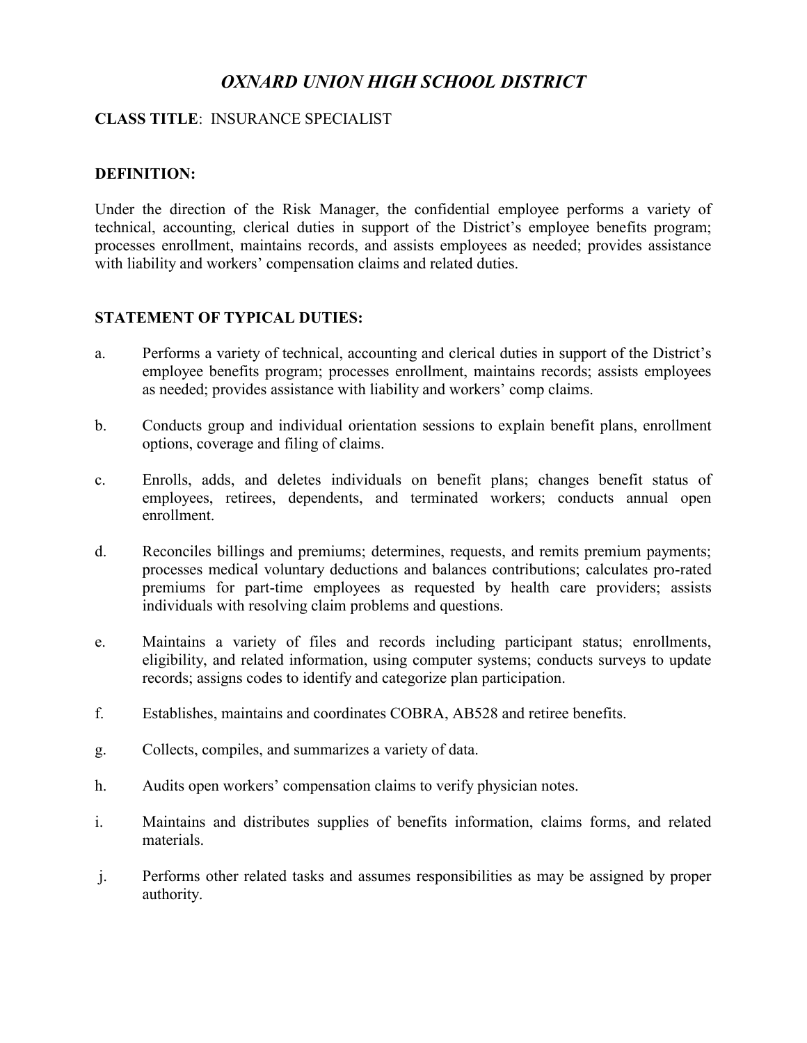# *OXNARD UNION HIGH SCHOOL DISTRICT*

**CLASS TITLE**: INSURANCE SPECIALIST

**DEFINITION:**

Under the direction of the Risk Manager, the confidential employee performs a variety of technical, accounting, clerical duties in support of the District's employee benefits program; processes enrollment, maintains records, and assists employees as needed; provides assistance with liability and workers' compensation claims and related duties.

**STATEMENT OF TYPICAL DUTIES:**

a. Performs a variety of technical, accounting and clerical duties in support of the District's employee benefits program; processes enrollment, maintains records; assists employees as needed; provides assistance with liability and workers' comp claims.

b. Conducts group and individual orientation sessions to explain benefit plans, enrollment options, coverage and filing of claims.

c. Enrolls, adds, and deletes individuals on benefit plans; changes benefit status of employees, retirees, dependents, and terminated workers; conducts annual open enrollment.

d. Reconciles billings and premiums; determines, requests, and remits premium payments; processes medical voluntary deductions and balances contributions; calculates pro-rated premiums for part-time employees as requested by health care providers; assists individuals with resolving claim problems and questions.

e. Maintains a variety of files and records including participant status; enrollments, eligibility, and related information, using computer systems; conducts surveys to update records; assigns codes to identify and categorize plan participation.

f. Establishes, maintains and coordinates COBRA, AB528 and retiree benefits.

g. Collects, compiles, and summarizes a variety of data.

h. Audits open workers' compensation claims to verify physician notes.

i. Maintains and distributes supplies of benefits information, claims forms, and related materials.

j. Performs other related tasks and assumes responsibilities as may be assigned by proper authority.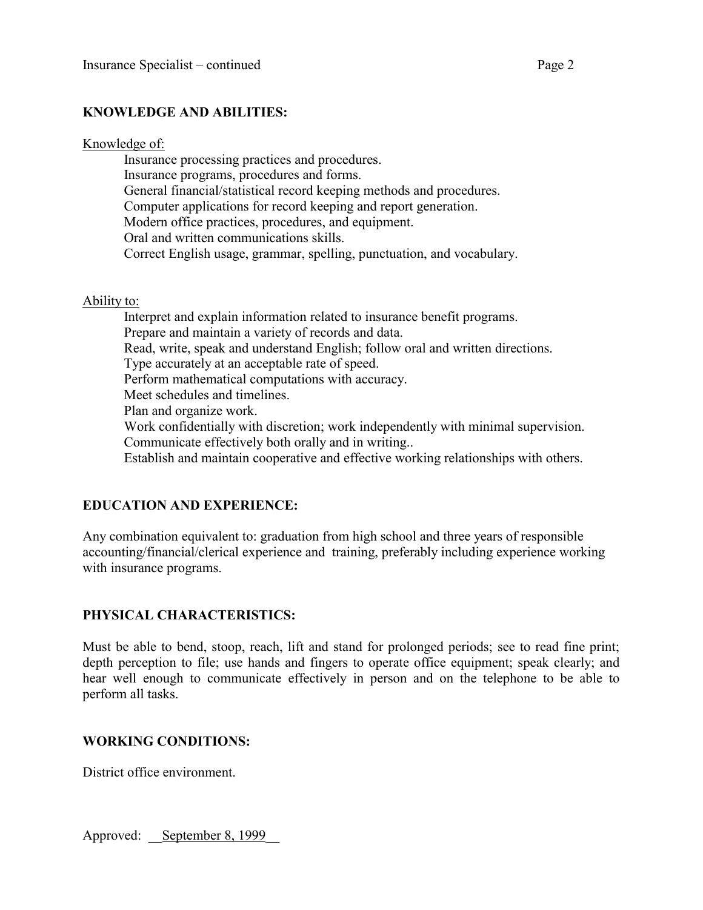## KNOWLEDGE AND ABILITIES:

Knowledge of:

Insurance processing practices and procedures.
Insurance programs, procedures and forms.
General financial/statistical record keeping methods and procedures.
Computer applications for record keeping and report generation.
Modern office practices, procedures, and equipment.
Oral and written communications skills.
Correct English usage, grammar, spelling, punctuation, and vocabulary.

Ability to:

Interpret and explain information related to insurance benefit programs.
Prepare and maintain a variety of records and data.
Read, write, speak and understand English; follow oral and written directions.
Type accurately at an acceptable rate of speed.
Perform mathematical computations with accuracy.
Meet schedules and timelines.
Plan and organize work.
Work confidentially with discretion; work independently with minimal supervision.
Communicate effectively both orally and in writing..
Establish and maintain cooperative and effective working relationships with others.

## EDUCATION AND EXPERIENCE:

Any combination equivalent to: graduation from high school and three years of responsible accounting/financial/clerical experience and training, preferably including experience working with insurance programs.

## PHYSICAL CHARACTERISTICS:

Must be able to bend, stoop, reach, lift and stand for prolonged periods; see to read fine print; depth perception to file; use hands and fingers to operate office equipment; speak clearly; and hear well enough to communicate effectively in person and on the telephone to be able to perform all tasks.

## WORKING CONDITIONS:

District office environment.

Approved: September 8, 1999